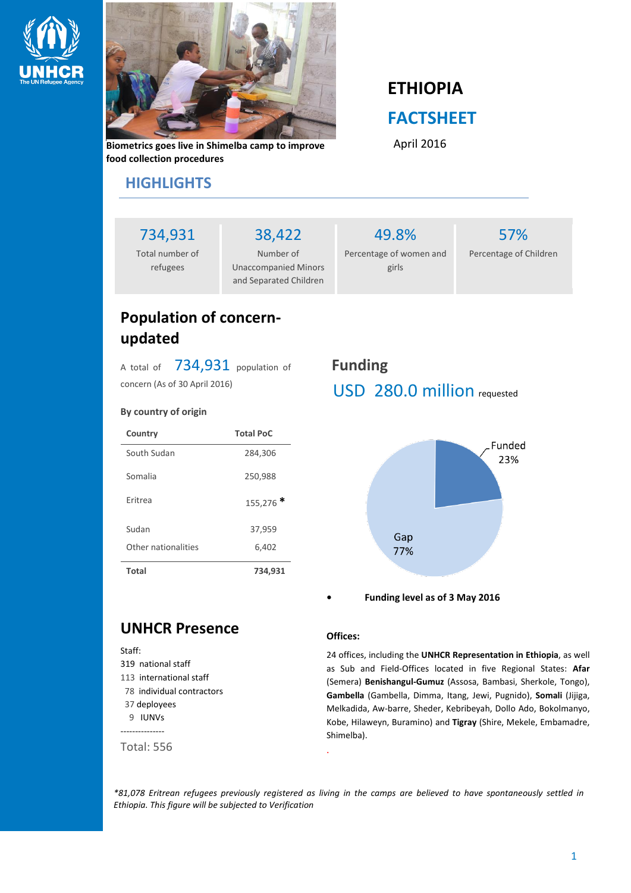Biometrics goes live in Shimelba camp to improve food collection procedures

# ETHIOPIA

# FACTSHEET

April 2016

## HIGHLIGHTS

| 734,931 | 38,422 | 49.8% | 57% |
|---|---|---|---|
| Total number of refugees | Number of Unaccompanied Minors and Separated Children | Percentage of women and girls | Percentage of Children |

## Population of concern- updated

A total of 734,931 population of concern (As of 30 April 2016)

**By country of origin**

| Country | Total PoC |
|---|---|
| South Sudan | 284,306 |
| Somalia | 250,988 |
| Eritrea | 155,276 * |
| Sudan | 37,959 |
| Other nationalities | 6,402 |
| **Total** | **734,931** |

## Funding

USD 280.0 million requested

Funded 23%

Gap 77%

- **Funding level as of 3 May 2016**

## UNHCR Presence

Staff:
319 national staff
113 international staff
78 individual contractors
37 deployees
9 IUNVs
---------------
Total: 556

**Offices:**

24 offices, including the **UNHCR Representation in Ethiopia**, as well as Sub and Field-Offices located in five Regional States: **Afar** (Semera) **Benishangul-Gumuz** (Assosa, Bambasi, Sherkole, Tongo), **Gambella** (Gambella, Dimma, Itang, Jewi, Pugnido), **Somali** (Jijiga, Melkadida, Aw-barre, Sheder, Kebribeyah, Dollo Ado, Bokolmanyo, Kobe, Hilaweyn, Buramino) and **Tigray** (Shire, Mekele, Embamadre, Shimelba).

*\*81,078 Eritrean refugees previously registered as living in the camps are believed to have spontaneously settled in Ethiopia. This figure will be subjected to Verification*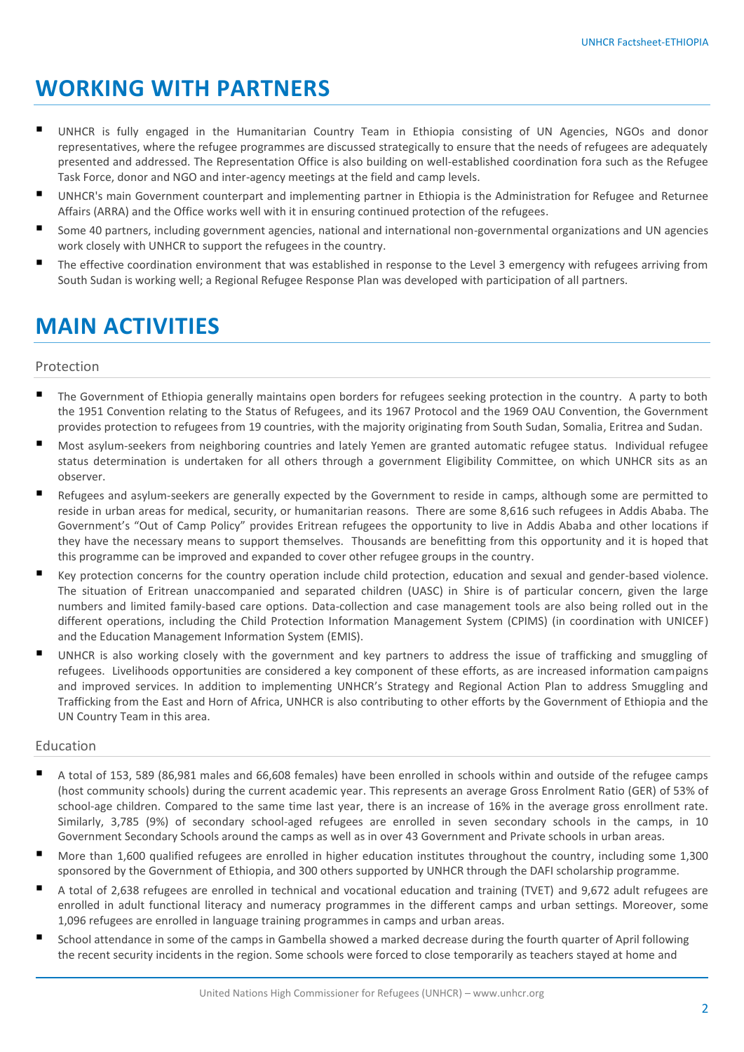# WORKING WITH PARTNERS

- UNHCR is fully engaged in the Humanitarian Country Team in Ethiopia consisting of UN Agencies, NGOs and donor representatives, where the refugee programmes are discussed strategically to ensure that the needs of refugees are adequately presented and addressed. The Representation Office is also building on well-established coordination fora such as the Refugee Task Force, donor and NGO and inter-agency meetings at the field and camp levels.
- UNHCR's main Government counterpart and implementing partner in Ethiopia is the Administration for Refugee and Returnee Affairs (ARRA) and the Office works well with it in ensuring continued protection of the refugees.
- Some 40 partners, including government agencies, national and international non-governmental organizations and UN agencies work closely with UNHCR to support the refugees in the country.
- The effective coordination environment that was established in response to the Level 3 emergency with refugees arriving from South Sudan is working well; a Regional Refugee Response Plan was developed with participation of all partners.

# MAIN ACTIVITIES

## Protection

- The Government of Ethiopia generally maintains open borders for refugees seeking protection in the country. A party to both the 1951 Convention relating to the Status of Refugees, and its 1967 Protocol and the 1969 OAU Convention, the Government provides protection to refugees from 19 countries, with the majority originating from South Sudan, Somalia, Eritrea and Sudan.
- Most asylum-seekers from neighboring countries and lately Yemen are granted automatic refugee status. Individual refugee status determination is undertaken for all others through a government Eligibility Committee, on which UNHCR sits as an observer.
- Refugees and asylum-seekers are generally expected by the Government to reside in camps, although some are permitted to reside in urban areas for medical, security, or humanitarian reasons. There are some 8,616 such refugees in Addis Ababa. The Government's "Out of Camp Policy" provides Eritrean refugees the opportunity to live in Addis Ababa and other locations if they have the necessary means to support themselves. Thousands are benefitting from this opportunity and it is hoped that this programme can be improved and expanded to cover other refugee groups in the country.
- Key protection concerns for the country operation include child protection, education and sexual and gender-based violence. The situation of Eritrean unaccompanied and separated children (UASC) in Shire is of particular concern, given the large numbers and limited family-based care options. Data-collection and case management tools are also being rolled out in the different operations, including the Child Protection Information Management System (CPIMS) (in coordination with UNICEF) and the Education Management Information System (EMIS).
- UNHCR is also working closely with the government and key partners to address the issue of trafficking and smuggling of refugees. Livelihoods opportunities are considered a key component of these efforts, as are increased information campaigns and improved services. In addition to implementing UNHCR's Strategy and Regional Action Plan to address Smuggling and Trafficking from the East and Horn of Africa, UNHCR is also contributing to other efforts by the Government of Ethiopia and the UN Country Team in this area.

## Education

- A total of 153, 589 (86,981 males and 66,608 females) have been enrolled in schools within and outside of the refugee camps (host community schools) during the current academic year. This represents an average Gross Enrolment Ratio (GER) of 53% of school-age children. Compared to the same time last year, there is an increase of 16% in the average gross enrollment rate. Similarly, 3,785 (9%) of secondary school-aged refugees are enrolled in seven secondary schools in the camps, in 10 Government Secondary Schools around the camps as well as in over 43 Government and Private schools in urban areas.
- More than 1,600 qualified refugees are enrolled in higher education institutes throughout the country, including some 1,300 sponsored by the Government of Ethiopia, and 300 others supported by UNHCR through the DAFI scholarship programme.
- A total of 2,638 refugees are enrolled in technical and vocational education and training (TVET) and 9,672 adult refugees are enrolled in adult functional literacy and numeracy programmes in the different camps and urban settings. Moreover, some 1,096 refugees are enrolled in language training programmes in camps and urban areas.
- School attendance in some of the camps in Gambella showed a marked decrease during the fourth quarter of April following the recent security incidents in the region. Some schools were forced to close temporarily as teachers stayed at home and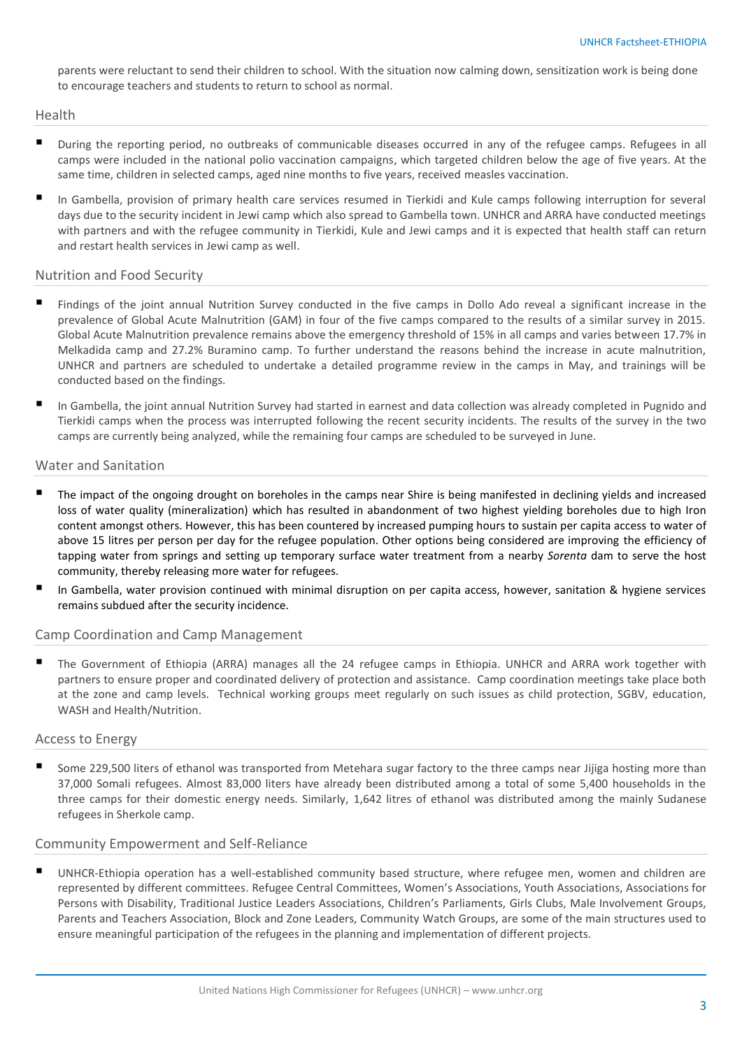parents were reluctant to send their children to school. With the situation now calming down, sensitization work is being done to encourage teachers and students to return to school as normal.

## Health

- During the reporting period, no outbreaks of communicable diseases occurred in any of the refugee camps. Refugees in all camps were included in the national polio vaccination campaigns, which targeted children below the age of five years. At the same time, children in selected camps, aged nine months to five years, received measles vaccination.
- In Gambella, provision of primary health care services resumed in Tierkidi and Kule camps following interruption for several days due to the security incident in Jewi camp which also spread to Gambella town. UNHCR and ARRA have conducted meetings with partners and with the refugee community in Tierkidi, Kule and Jewi camps and it is expected that health staff can return and restart health services in Jewi camp as well.

## Nutrition and Food Security

- Findings of the joint annual Nutrition Survey conducted in the five camps in Dollo Ado reveal a significant increase in the prevalence of Global Acute Malnutrition (GAM) in four of the five camps compared to the results of a similar survey in 2015. Global Acute Malnutrition prevalence remains above the emergency threshold of 15% in all camps and varies between 17.7% in Melkadida camp and 27.2% Buramino camp. To further understand the reasons behind the increase in acute malnutrition, UNHCR and partners are scheduled to undertake a detailed programme review in the camps in May, and trainings will be conducted based on the findings.
- In Gambella, the joint annual Nutrition Survey had started in earnest and data collection was already completed in Pugnido and Tierkidi camps when the process was interrupted following the recent security incidents. The results of the survey in the two camps are currently being analyzed, while the remaining four camps are scheduled to be surveyed in June.

## Water and Sanitation

- The impact of the ongoing drought on boreholes in the camps near Shire is being manifested in declining yields and increased loss of water quality (mineralization) which has resulted in abandonment of two highest yielding boreholes due to high Iron content amongst others. However, this has been countered by increased pumping hours to sustain per capita access to water of above 15 litres per person per day for the refugee population. Other options being considered are improving the efficiency of tapping water from springs and setting up temporary surface water treatment from a nearby *Sorenta* dam to serve the host community, thereby releasing more water for refugees.
- In Gambella, water provision continued with minimal disruption on per capita access, however, sanitation & hygiene services remains subdued after the security incidence.

## Camp Coordination and Camp Management

- The Government of Ethiopia (ARRA) manages all the 24 refugee camps in Ethiopia. UNHCR and ARRA work together with partners to ensure proper and coordinated delivery of protection and assistance. Camp coordination meetings take place both at the zone and camp levels. Technical working groups meet regularly on such issues as child protection, SGBV, education, WASH and Health/Nutrition.

## Access to Energy

- Some 229,500 liters of ethanol was transported from Metehara sugar factory to the three camps near Jijiga hosting more than 37,000 Somali refugees. Almost 83,000 liters have already been distributed among a total of some 5,400 households in the three camps for their domestic energy needs. Similarly, 1,642 litres of ethanol was distributed among the mainly Sudanese refugees in Sherkole camp.

## Community Empowerment and Self-Reliance

- UNHCR-Ethiopia operation has a well-established community based structure, where refugee men, women and children are represented by different committees. Refugee Central Committees, Women's Associations, Youth Associations, Associations for Persons with Disability, Traditional Justice Leaders Associations, Children's Parliaments, Girls Clubs, Male Involvement Groups, Parents and Teachers Association, Block and Zone Leaders, Community Watch Groups, are some of the main structures used to ensure meaningful participation of the refugees in the planning and implementation of different projects.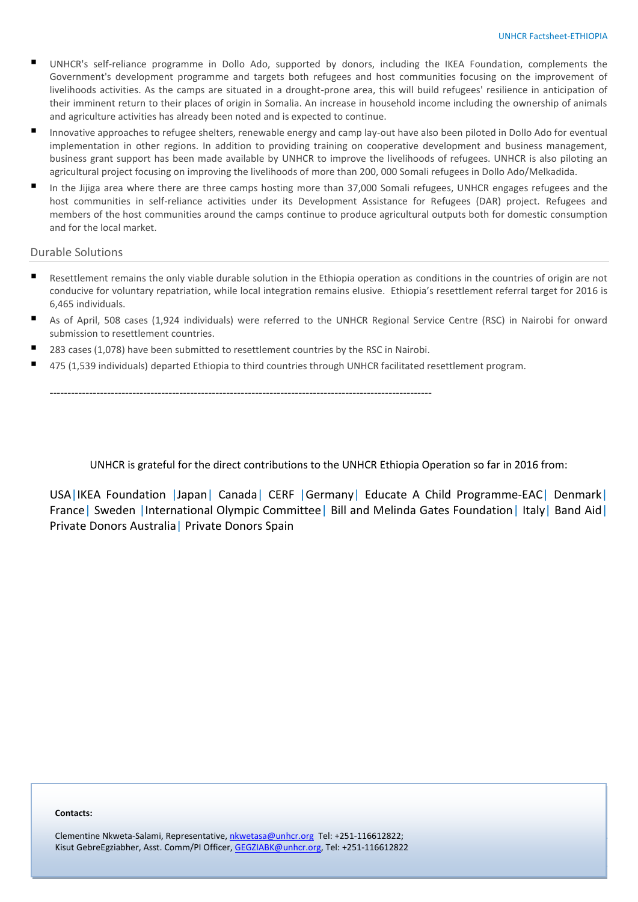- UNHCR's self-reliance programme in Dollo Ado, supported by donors, including the IKEA Foundation, complements the Government's development programme and targets both refugees and host communities focusing on the improvement of livelihoods activities. As the camps are situated in a drought-prone area, this will build refugees' resilience in anticipation of their imminent return to their places of origin in Somalia. An increase in household income including the ownership of animals and agriculture activities has already been noted and is expected to continue.
- Innovative approaches to refugee shelters, renewable energy and camp lay-out have also been piloted in Dollo Ado for eventual implementation in other regions. In addition to providing training on cooperative development and business management, business grant support has been made available by UNHCR to improve the livelihoods of refugees. UNHCR is also piloting an agricultural project focusing on improving the livelihoods of more than 200, 000 Somali refugees in Dollo Ado/Melkadida.
- In the Jijiga area where there are three camps hosting more than 37,000 Somali refugees, UNHCR engages refugees and the host communities in self-reliance activities under its Development Assistance for Refugees (DAR) project. Refugees and members of the host communities around the camps continue to produce agricultural outputs both for domestic consumption and for the local market.

## Durable Solutions

- Resettlement remains the only viable durable solution in the Ethiopia operation as conditions in the countries of origin are not conducive for voluntary repatriation, while local integration remains elusive. Ethiopia's resettlement referral target for 2016 is 6,465 individuals.
- As of April, 508 cases (1,924 individuals) were referred to the UNHCR Regional Service Centre (RSC) in Nairobi for onward submission to resettlement countries.
- 283 cases (1,078) have been submitted to resettlement countries by the RSC in Nairobi.
- 475 (1,539 individuals) departed Ethiopia to third countries through UNHCR facilitated resettlement program.

---

UNHCR is grateful for the direct contributions to the UNHCR Ethiopia Operation so far in 2016 from:

USA | IKEA Foundation | Japan | Canada | CERF | Germany | Educate A Child Programme-EAC | Denmark | France | Sweden | International Olympic Committee | Bill and Melinda Gates Foundation | Italy | Band Aid | Private Donors Australia | Private Donors Spain

**Contacts:**

Clementine Nkweta-Salami, Representative, nkwetasa@unhcr.org Tel: +251-116612822;
Kisut GebreEgziabher, Asst. Comm/PI Officer, GEGZIABK@unhcr.org, Tel: +251-116612822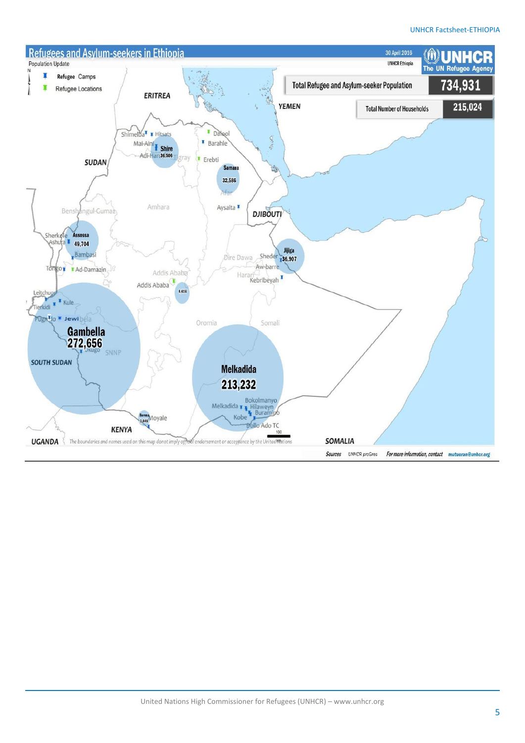# Refugees and Asylum-seekers in Ethiopia

Population Update

30 April 2016

UNHCR Ethiopia

UNHCR The UN Refugee Agency

Refugee Camps

Refugee Locations

Total Refugee and Asylum-seeker Population 734,931

Total Number of Households 215,024

ERITREA

YEMEN

SUDAN

DJIBOUTI

SOUTH SUDAN

KENYA

UGANDA

SOMALIA

Shimelba
Hitsats
Mai-Aini
Shire 36,506
Adi-Harush
Tigray
Dalool
Barahle
Erebti
Samara 32,586
Afar
Aysaita
Amhara
Benshangul-Gumaz
Sherkole
Ashura
Assosa 49,704
Bambasi
Tongo
Ad-Damazin
Addis Ababa
Addis Ababa 8,616
Dire Dawa
Harari
Sheder
Jijiga 36,907
Aw-barre
Kebribeyah
Leitchuor
Tierkidi
Kule
Pugnido
Jewi
Gambella 272,656
Okugo
SNNP
Oromia
Somali
Melkadida 213,232
Bokolmanyo
Melkadida
Hilaweyn
Buramino
Kobe
Dollo Ado TC
Borena 3,648
Moyale

The boundaries and names used on this map donot imply official endorsement or acceptance by the United Nations

Sources UNHCR proGres

For more information, contact mutueran@unhcr.org